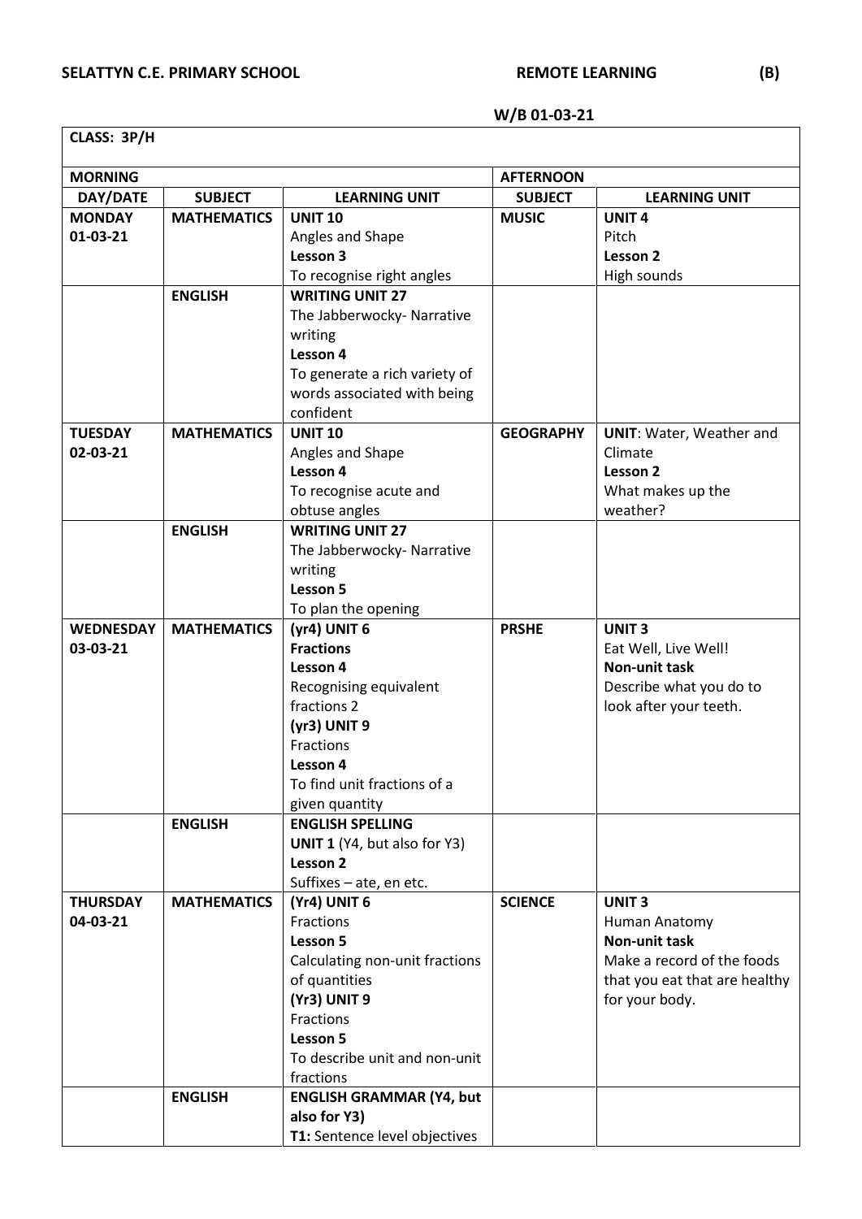**SELATTYN C.E. PRIMARY SCHOOL** **REMOTE LEARNING** **(B)**

**W/B 01-03-21**

**CLASS: 3P/H**

| **MORNING** | | | **AFTERNOON** | |
|---|---|---|---|---|
| **DAY/DATE** | **SUBJECT** | **LEARNING UNIT** | **SUBJECT** | **LEARNING UNIT** |
| **MONDAY 01-03-21** | **MATHEMATICS** | **UNIT 10** Angles and Shape **Lesson 3** To recognise right angles | **MUSIC** | **UNIT 4** Pitch **Lesson 2** High sounds |
| | **ENGLISH** | **WRITING UNIT 27** The Jabberwocky- Narrative writing **Lesson 4** To generate a rich variety of words associated with being confident | | |
| **TUESDAY 02-03-21** | **MATHEMATICS** | **UNIT 10** Angles and Shape **Lesson 4** To recognise acute and obtuse angles | **GEOGRAPHY** | **UNIT**: Water, Weather and Climate **Lesson 2** What makes up the weather? |
| | **ENGLISH** | **WRITING UNIT 27** The Jabberwocky- Narrative writing **Lesson 5** To plan the opening | | |
| **WEDNESDAY 03-03-21** | **MATHEMATICS** | **(yr4) UNIT 6** **Fractions** **Lesson 4** Recognising equivalent fractions 2 **(yr3) UNIT 9** Fractions **Lesson 4** To find unit fractions of a given quantity | **PRSHE** | **UNIT 3** Eat Well, Live Well! **Non-unit task** Describe what you do to look after your teeth. |
| | **ENGLISH** | **ENGLISH SPELLING** **UNIT 1** (Y4, but also for Y3) **Lesson 2** Suffixes – ate, en etc. | | |
| **THURSDAY 04-03-21** | **MATHEMATICS** | **(Yr4) UNIT 6** Fractions **Lesson 5** Calculating non-unit fractions of quantities **(Yr3) UNIT 9** Fractions **Lesson 5** To describe unit and non-unit fractions | **SCIENCE** | **UNIT 3** Human Anatomy **Non-unit task** Make a record of the foods that you eat that are healthy for your body. |
| | **ENGLISH** | **ENGLISH GRAMMAR (Y4, but also for Y3)** **T1:** Sentence level objectives | | |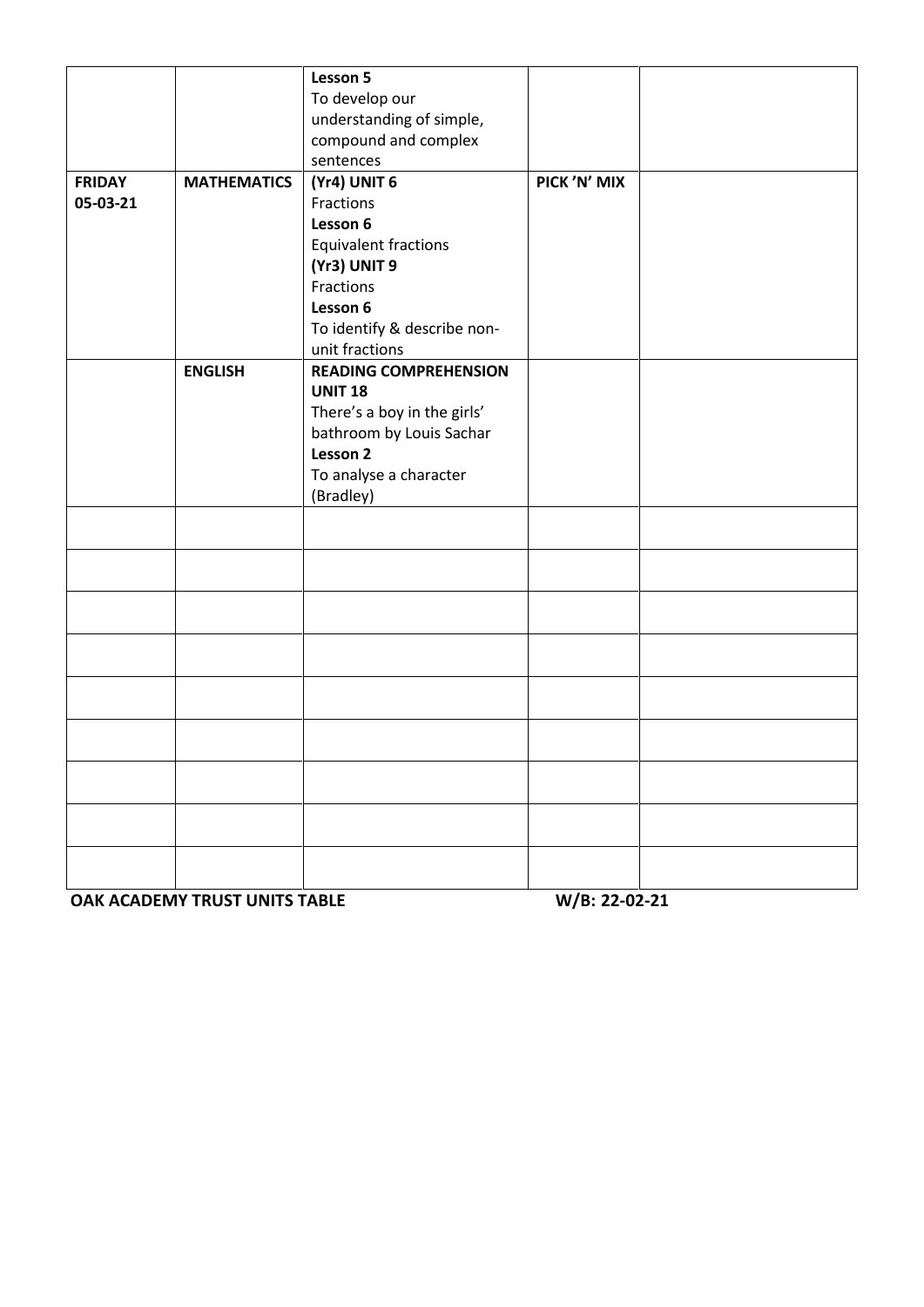| | | | | |
|---|---|---|---|---|
| | | **Lesson 5**<br>To develop our understanding of simple, compound and complex sentences | | |
| **FRIDAY 05-03-21** | **MATHEMATICS** | **(Yr4) UNIT 6**<br>Fractions<br>**Lesson 6**<br>Equivalent fractions<br>**(Yr3) UNIT 9**<br>Fractions<br>**Lesson 6**<br>To identify & describe non-unit fractions | **PICK 'N' MIX** | |
| | **ENGLISH** | **READING COMPREHENSION UNIT 18**<br>There's a boy in the girls' bathroom by Louis Sachar<br>**Lesson 2**<br>To analyse a character (Bradley) | | |
| | | | | |
| | | | | |
| | | | | |
| | | | | |
| | | | | |
| | | | | |
| | | | | |
| | | | | |
| | | | | |

**OAK ACADEMY TRUST UNITS TABLE** **W/B: 22-02-21**